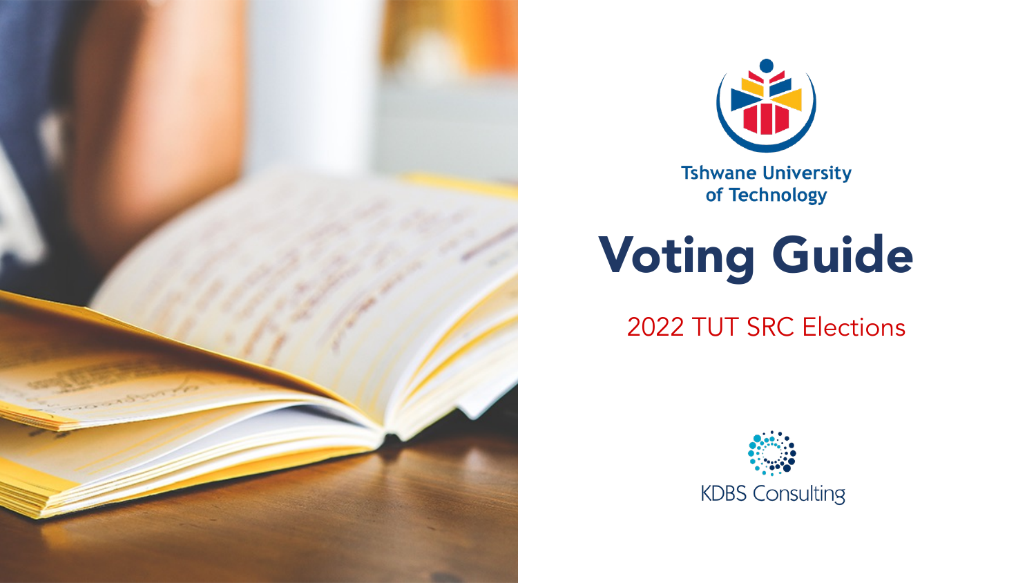Tshwane University of Technology

# Voting Guide

2022 TUT SRC Elections

KDBS Consulting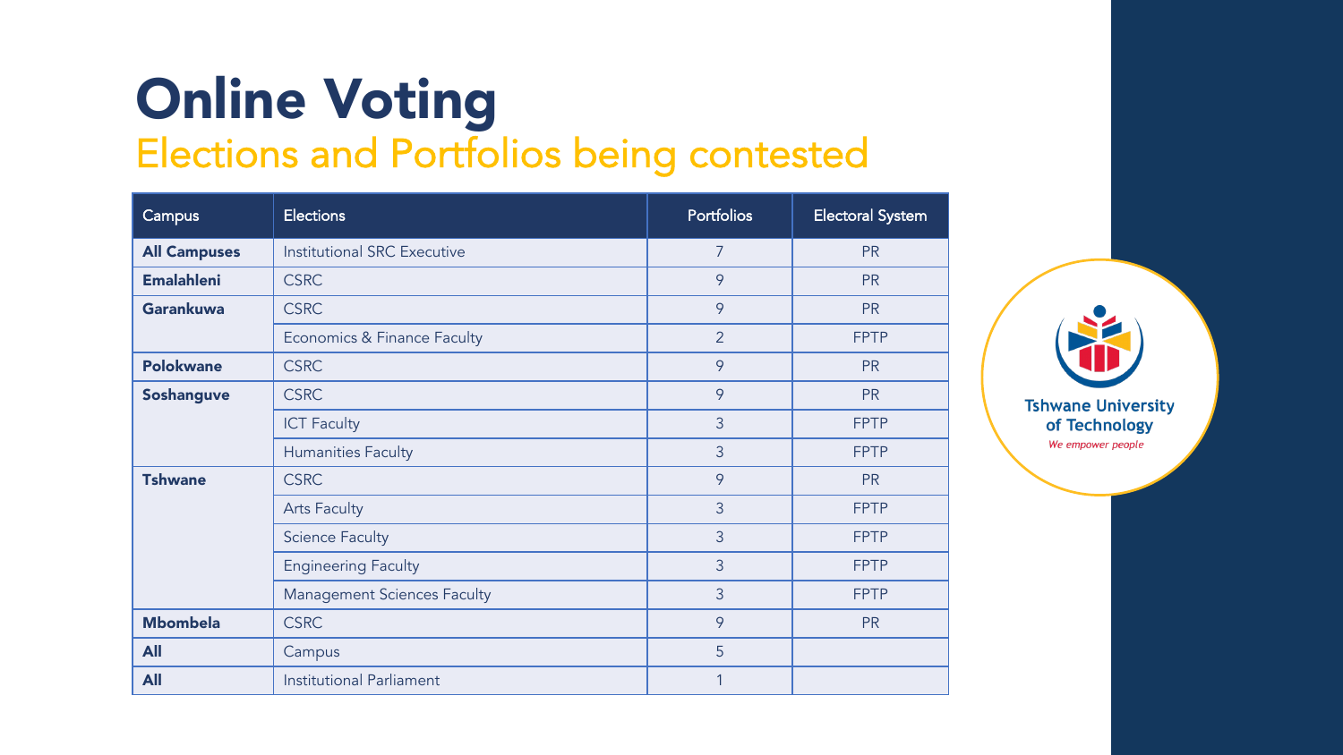# Online Voting

## Elections and Portfolios being contested

| Campus | Elections | Portfolios | Electoral System |
|---|---|---|---|
| **All Campuses** | Institutional SRC Executive | 7 | PR |
| **Emalahleni** | CSRC | 9 | PR |
| **Garankuwa** | CSRC | 9 | PR |
| | Economics & Finance Faculty | 2 | FPTP |
| **Polokwane** | CSRC | 9 | PR |
| **Soshanguve** | CSRC | 9 | PR |
| | ICT Faculty | 3 | FPTP |
| | Humanities Faculty | 3 | FPTP |
| **Tshwane** | CSRC | 9 | PR |
| | Arts Faculty | 3 | FPTP |
| | Science Faculty | 3 | FPTP |
| | Engineering Faculty | 3 | FPTP |
| | Management Sciences Faculty | 3 | FPTP |
| **Mbombela** | CSRC | 9 | PR |
| **All** | Campus | 5 | |
| **All** | Institutional Parliament | 1 | |

Tshwane University of Technology

*We empower people*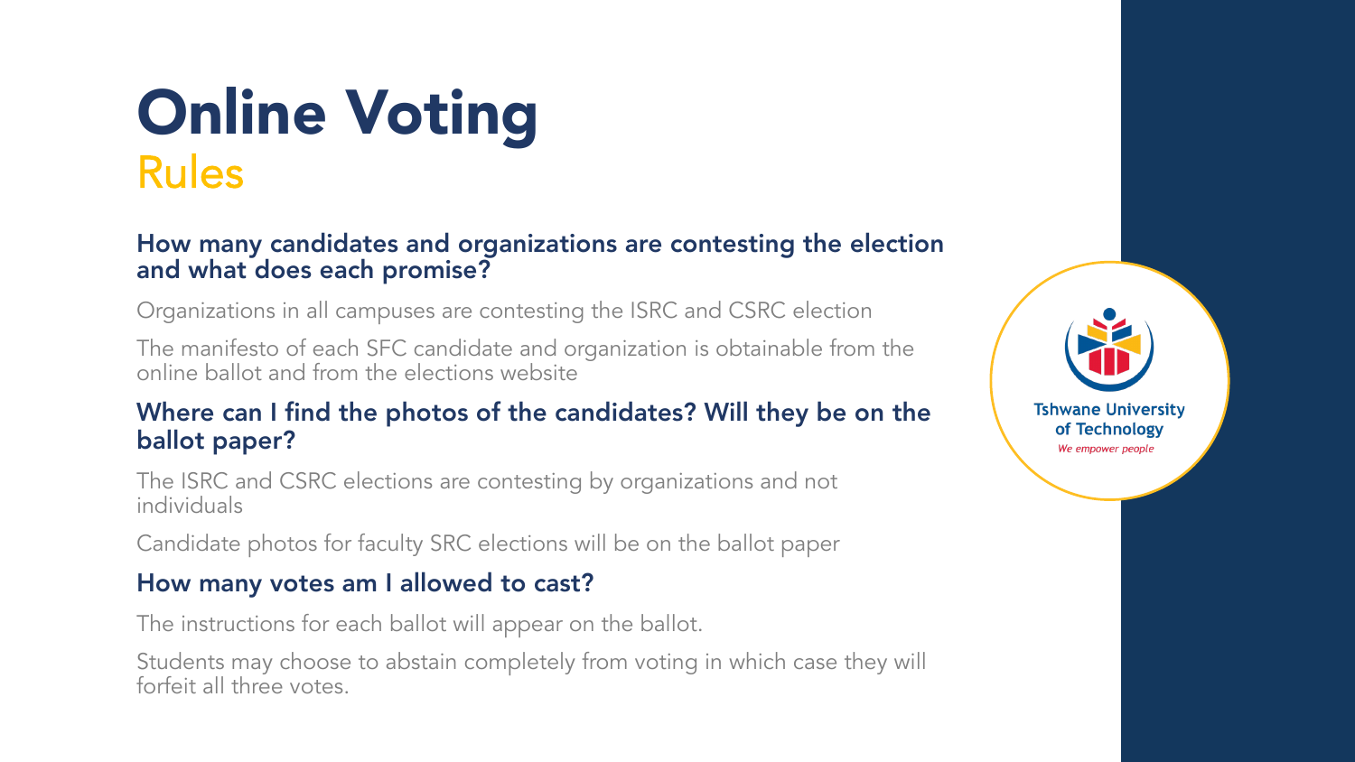# Online Voting

## Rules

### How many candidates and organizations are contesting the election and what does each promise?

Organizations in all campuses are contesting the ISRC and CSRC election

The manifesto of each SFC candidate and organization is obtainable from the online ballot and from the elections website

### Where can I find the photos of the candidates? Will they be on the ballot paper?

The ISRC and CSRC elections are contesting by organizations and not individuals

Candidate photos for faculty SRC elections will be on the ballot paper

### How many votes am I allowed to cast?

The instructions for each ballot will appear on the ballot.

Students may choose to abstain completely from voting in which case they will forfeit all three votes.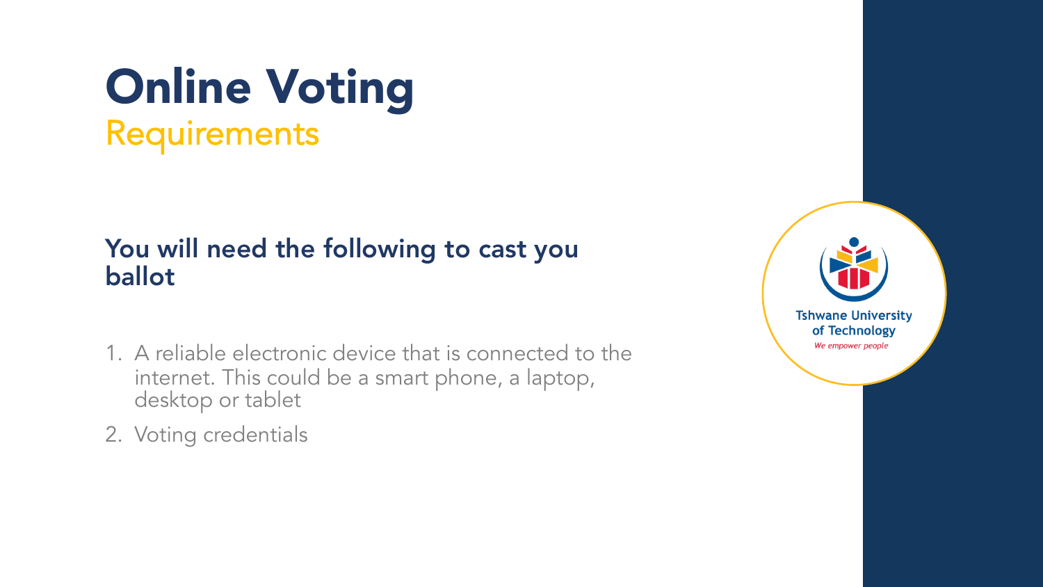# Online Voting

## Requirements

### You will need the following to cast you ballot

1. A reliable electronic device that is connected to the internet. This could be a smart phone, a laptop, desktop or tablet
2. Voting credentials

Tshwane University of Technology

*We empower people*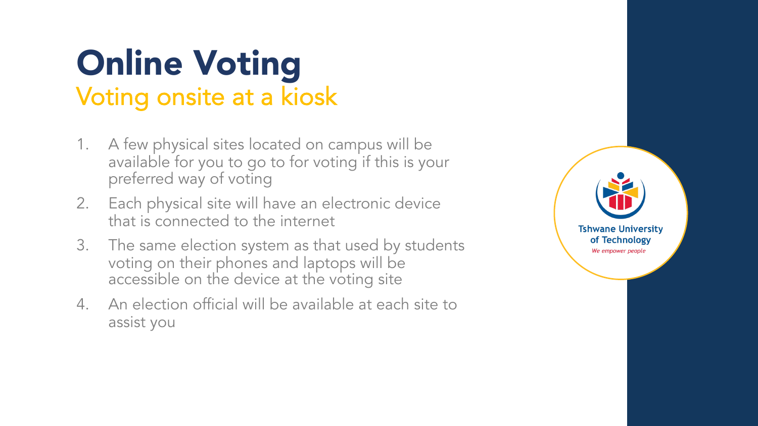# Online Voting

## Voting onsite at a kiosk

1. A few physical sites located on campus will be available for you to go to for voting if this is your preferred way of voting
2. Each physical site will have an electronic device that is connected to the internet
3. The same election system as that used by students voting on their phones and laptops will be accessible on the device at the voting site
4. An election official will be available at each site to assist you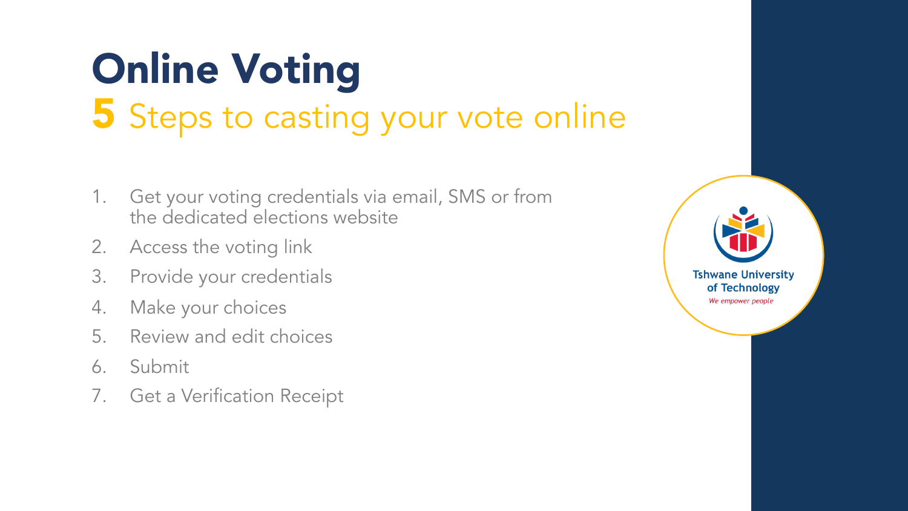# Online Voting

## 5 Steps to casting your vote online

1. Get your voting credentials via email, SMS or from the dedicated elections website
2. Access the voting link
3. Provide your credentials
4. Make your choices
5. Review and edit choices
6. Submit
7. Get a Verification Receipt

Tshwane University of Technology
*We empower people*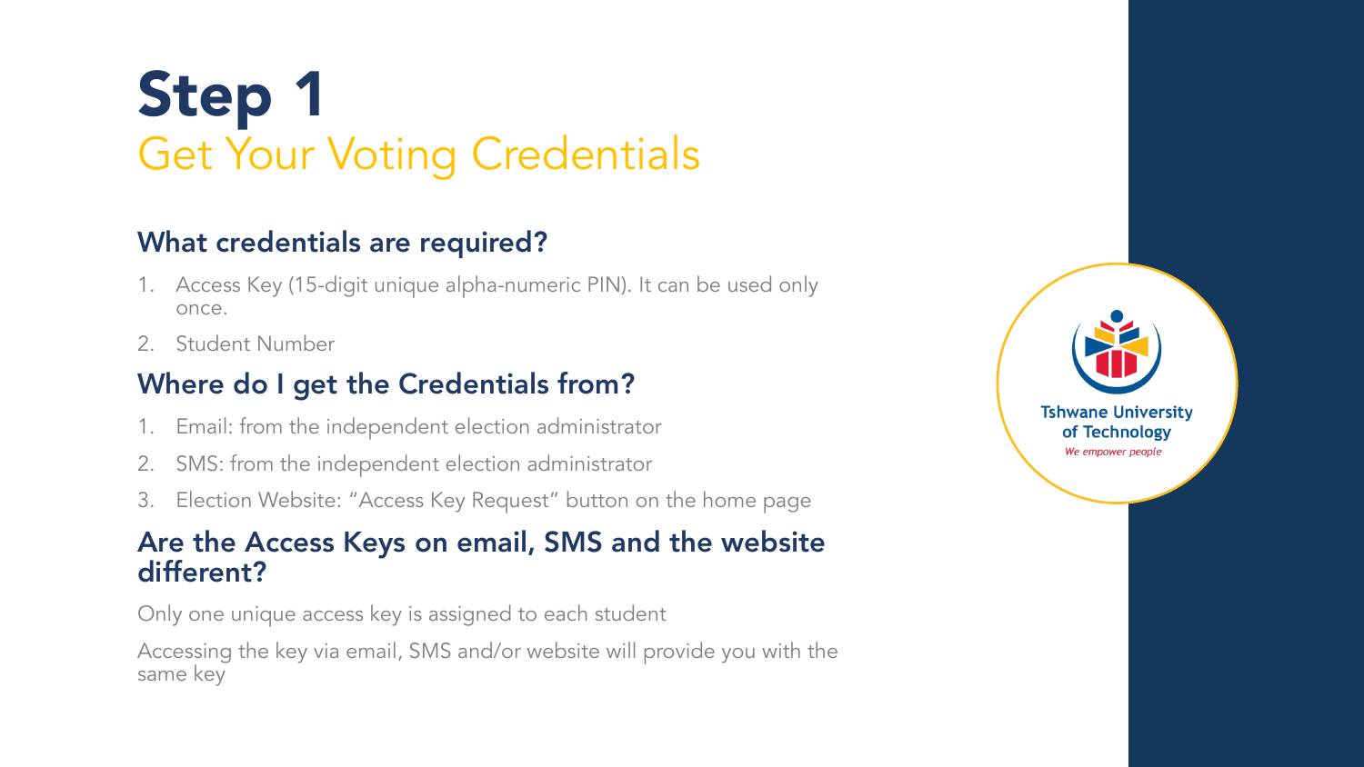# Step 1
## Get Your Voting Credentials

### What credentials are required?

1. Access Key (15-digit unique alpha-numeric PIN). It can be used only once.
2. Student Number

### Where do I get the Credentials from?

1. Email: from the independent election administrator
2. SMS: from the independent election administrator
3. Election Website: "Access Key Request" button on the home page

### Are the Access Keys on email, SMS and the website different?

Only one unique access key is assigned to each student

Accessing the key via email, SMS and/or website will provide you with the same key

Tshwane University of Technology
*We empower people*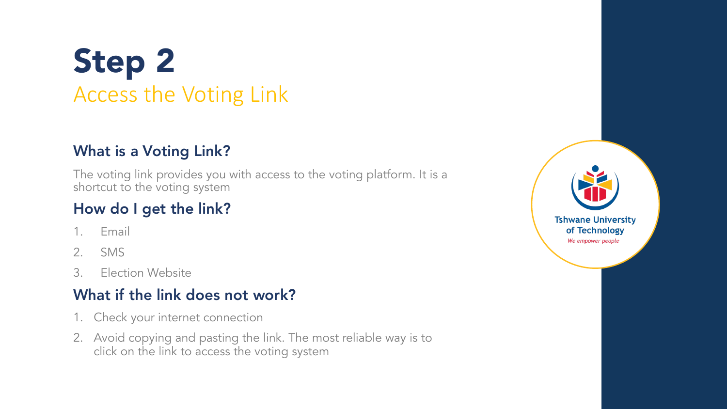# Step 2

## Access the Voting Link

### What is a Voting Link?

The voting link provides you with access to the voting platform. It is a shortcut to the voting system

### How do I get the link?

1. Email
2. SMS
3. Election Website

### What if the link does not work?

1. Check your internet connection
2. Avoid copying and pasting the link. The most reliable way is to click on the link to access the voting system

Tshwane University of Technology

*We empower people*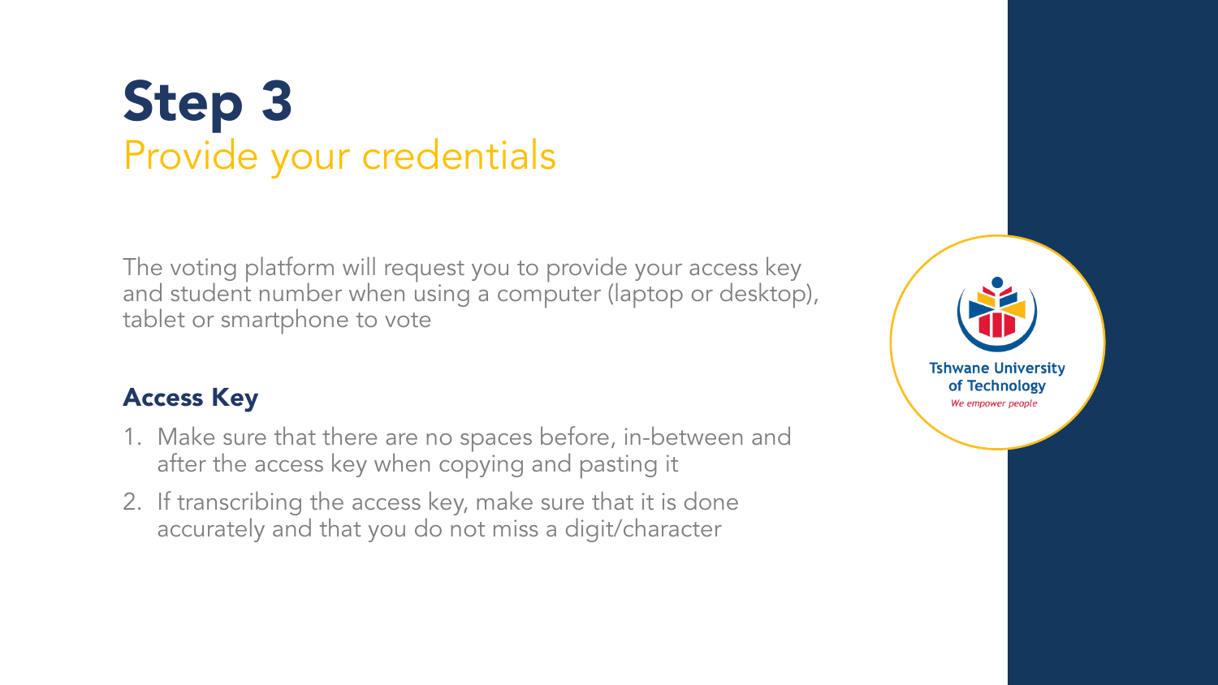# Step 3

## Provide your credentials

The voting platform will request you to provide your access key and student number when using a computer (laptop or desktop), tablet or smartphone to vote

### Access Key

1. Make sure that there are no spaces before, in-between and after the access key when copying and pasting it
2. If transcribing the access key, make sure that it is done accurately and that you do not miss a digit/character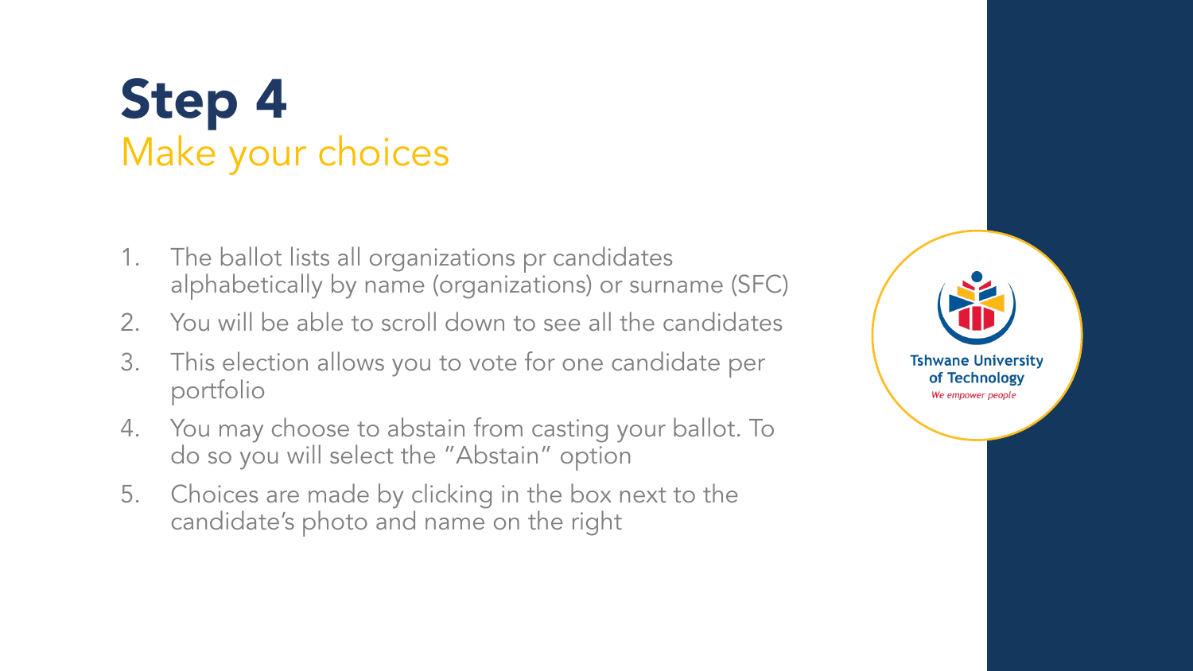# Step 4
## Make your choices

1. The ballot lists all organizations pr candidates alphabetically by name (organizations) or surname (SFC)
2. You will be able to scroll down to see all the candidates
3. This election allows you to vote for one candidate per portfolio
4. You may choose to abstain from casting your ballot. To do so you will select the "Abstain" option
5. Choices are made by clicking in the box next to the candidate's photo and name on the right

Tshwane University of Technology
*We empower people*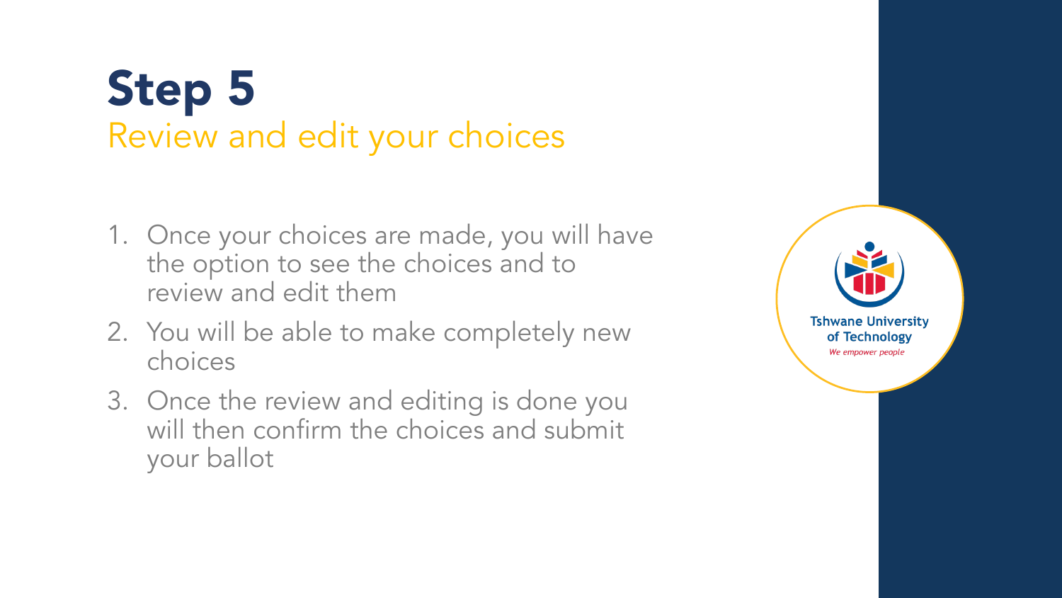# Step 5

## Review and edit your choices

1. Once your choices are made, you will have the option to see the choices and to review and edit them
2. You will be able to make completely new choices
3. Once the review and editing is done you will then confirm the choices and submit your ballot

Tshwane University of Technology

*We empower people*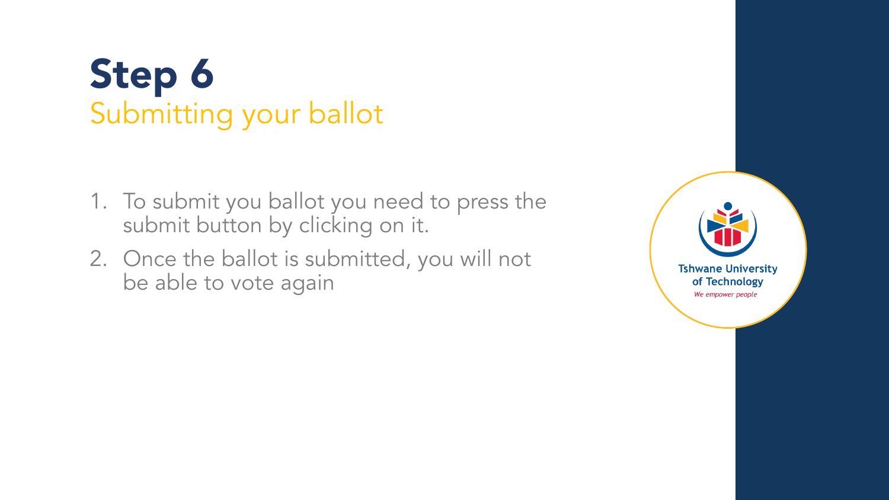# Step 6

## Submitting your ballot

1. To submit you ballot you need to press the submit button by clicking on it.
2. Once the ballot is submitted, you will not be able to vote again

Tshwane University of Technology

*We empower people*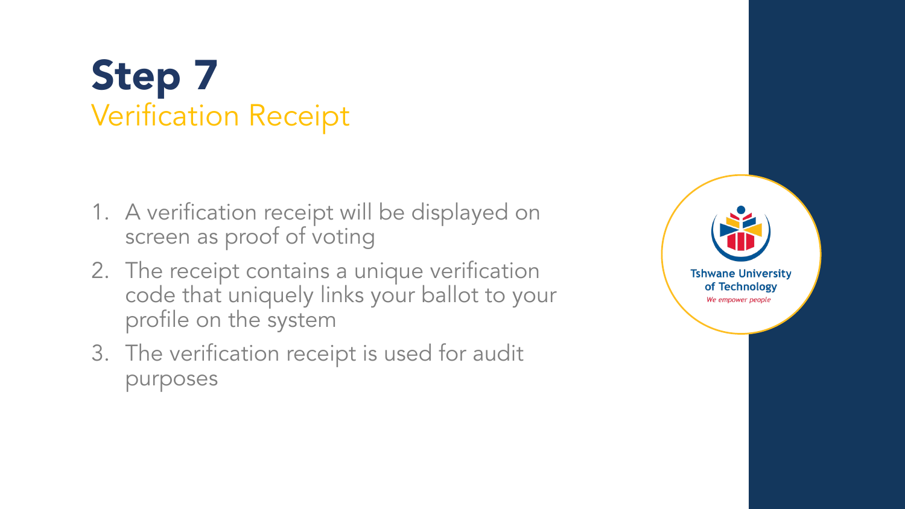# Step 7

## Verification Receipt

1. A verification receipt will be displayed on screen as proof of voting
2. The receipt contains a unique verification code that uniquely links your ballot to your profile on the system
3. The verification receipt is used for audit purposes

Tshwane University of Technology

*We empower people*